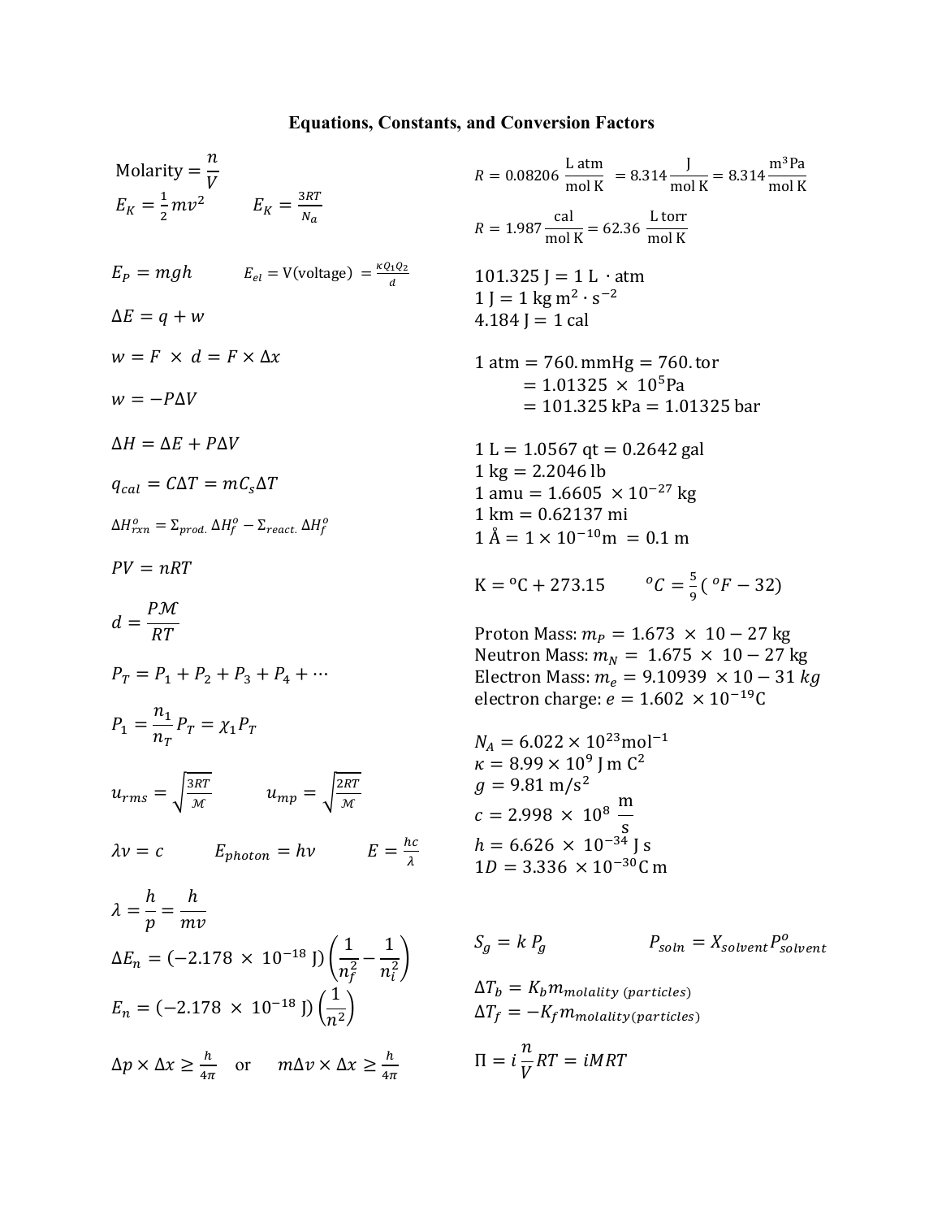# Equations, Constants, and Conversion Factors

$$\text{Molarity} = \frac{n}{V}$$

$$E_K = \frac{1}{2}mv^2 \qquad E_K = \frac{3RT}{N_a}$$

$$E_P = mgh \qquad E_{el} = \text{V(voltage)} = \frac{\kappa Q_1 Q_2}{d}$$

$$\Delta E = q + w$$

$$w = F \times d = F \times \Delta x$$

$$w = -P\Delta V$$

$$\Delta H = \Delta E + P\Delta V$$

$$q_{cal} = C\Delta T = mC_s\Delta T$$

$$\Delta H^o_{rxn} = \Sigma_{prod.} \Delta H^o_f - \Sigma_{react.} \Delta H^o_f$$

$$PV = nRT$$

$$d = \frac{P\mathcal{M}}{RT}$$

$$P_T = P_1 + P_2 + P_3 + P_4 + \cdots$$

$$P_1 = \frac{n_1}{n_T} P_T = \chi_1 P_T$$

$$u_{rms} = \sqrt{\frac{3RT}{\mathcal{M}}} \qquad u_{mp} = \sqrt{\frac{2RT}{\mathcal{M}}}$$

$$\lambda\nu = c \qquad E_{photon} = h\nu \qquad E = \frac{hc}{\lambda}$$

$$\lambda = \frac{h}{p} = \frac{h}{mv}$$

$$\Delta E_n = (-2.178 \times 10^{-18}\ \text{J})\left(\frac{1}{n_f^2} - \frac{1}{n_i^2}\right)$$

$$E_n = (-2.178 \times 10^{-18}\ \text{J})\left(\frac{1}{n^2}\right)$$

$$\Delta p \times \Delta x \geq \frac{h}{4\pi} \quad \text{or} \quad m\Delta v \times \Delta x \geq \frac{h}{4\pi}$$

$$R = 0.08206\ \frac{\text{L atm}}{\text{mol K}} = 8.314\ \frac{\text{J}}{\text{mol K}} = 8.314\ \frac{\text{m}^3\text{Pa}}{\text{mol K}}$$

$$R = 1.987\ \frac{\text{cal}}{\text{mol K}} = 62.36\ \frac{\text{L torr}}{\text{mol K}}$$

101.325 J = 1 L · atm
$1\ \text{J} = 1\ \text{kg m}^2 \cdot \text{s}^{-2}$
4.184 J = 1 cal

1 atm = 760. mmHg = 760. tor
= $1.01325 \times 10^5$ Pa
= 101.325 kPa = 1.01325 bar

1 L = 1.0567 qt = 0.2642 gal
1 kg = 2.2046 lb
1 amu = $1.6605 \times 10^{-27}$ kg
1 km = 0.62137 mi
1 Å = $1 \times 10^{-10}$m = 0.1 m

$\text{K} = {}^o\text{C} + 273.15 \qquad {}^oC = \frac{5}{9}({}^oF - 32)$

Proton Mass: $m_P = 1.673 \times 10 - 27$ kg
Neutron Mass: $m_N = 1.675 \times 10 - 27$ kg
Electron Mass: $m_e = 9.10939 \times 10 - 31\ kg$
electron charge: $e = 1.602 \times 10^{-19}$C

$N_A = 6.022 \times 10^{23}\text{mol}^{-1}$
$\kappa = 8.99 \times 10^9\ \text{J m C}^2$
$g = 9.81\ \text{m/s}^2$
$c = 2.998 \times 10^8\ \frac{\text{m}}{\text{s}}$
$h = 6.626 \times 10^{-34}$ J s
$1D = 3.336 \times 10^{-30}$C m

$$S_g = k\,P_g \qquad P_{soln} = X_{solvent}P^o_{solvent}$$

$$\Delta T_b = K_b m_{molality\ (particles)}$$

$$\Delta T_f = -K_f m_{molality(particles)}$$

$$\Pi = i\frac{n}{V}RT = iMRT$$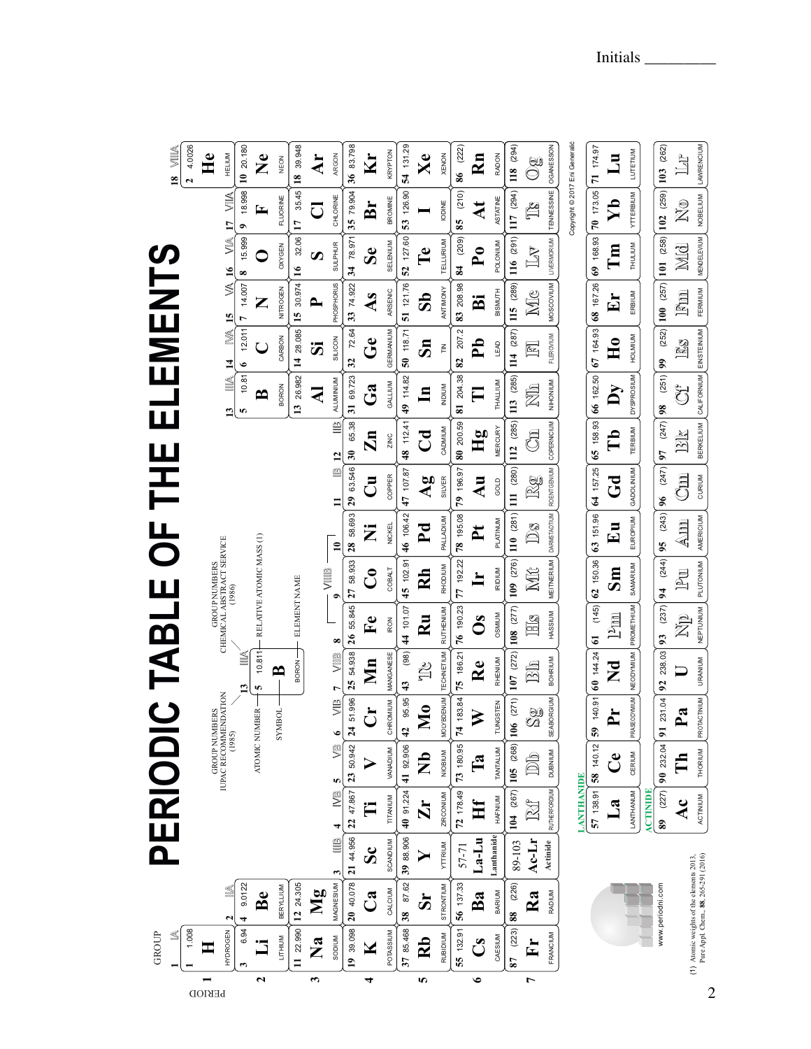# PERIODIC TABLE OF THE ELEMENTS

GROUP NUMBERS IUPAC RECOMMENDATION (1985)

GROUP NUMBERS CHEMICAL ABSTRACT SERVICE (1986)

Key: 5 (ATOMIC NUMBER), 10.811 (RELATIVE ATOMIC MASS (1)), B (SYMBOL), BORON (ELEMENT NAME); 13 / IIIA (group numbers)

| PERIOD / GROUP | 1 IA | 2 IIA | 3 IIIB | 4 IVB | 5 VB | 6 VIB | 7 VIIB | 8 VIIIB | 9 VIIIB | 10 VIIIB | 11 IB | 12 IIB | 13 IIIA | 14 IVA | 15 VA | 16 VIA | 17 VIIA | 18 VIIIA |
|---|---|---|---|---|---|---|---|---|---|---|---|---|---|---|---|---|---|---|
| 1 | 1 1.008 **H** HYDROGEN | | | | | | | | | | | | | | | | | 2 4.0026 **He** HELIUM |
| 2 | 3 6.94 **Li** LITHIUM | 4 9.0122 **Be** BERYLLIUM | | | | | | | | | | | 5 10.81 **B** BORON | 6 12.011 **C** CARBON | 7 14.007 **N** NITROGEN | 8 15.999 **O** OXYGEN | 9 18.998 **F** FLUORINE | 10 20.180 **Ne** NEON |
| 3 | 11 22.990 **Na** SODIUM | 12 24.305 **Mg** MAGNESIUM | | | | | | | | | | | 13 26.982 **Al** ALUMINIUM | 14 28.085 **Si** SILICON | 15 30.974 **P** PHOSPHORUS | 16 32.06 **S** SULPHUR | 17 35.45 **Cl** CHLORINE | 18 39.948 **Ar** ARGON |
| 4 | 19 39.098 **K** POTASSIUM | 20 40.078 **Ca** CALCIUM | 21 44.956 **Sc** SCANDIUM | 22 47.867 **Ti** TITANIUM | 23 50.942 **V** VANADIUM | 24 51.996 **Cr** CHROMIUM | 25 54.938 **Mn** MANGANESE | 26 55.845 **Fe** IRON | 27 58.933 **Co** COBALT | 28 58.693 **Ni** NICKEL | 29 63.546 **Cu** COPPER | 30 65.38 **Zn** ZINC | 31 69.723 **Ga** GALLIUM | 32 72.64 **Ge** GERMANIUM | 33 74.922 **As** ARSENIC | 34 78.971 **Se** SELENIUM | 35 79.904 **Br** BROMINE | 36 83.798 **Kr** KRYPTON |
| 5 | 37 85.468 **Rb** RUBIDIUM | 38 87.62 **Sr** STRONTIUM | 39 88.906 **Y** YTTRIUM | 40 91.224 **Zr** ZIRCONIUM | 41 92.906 **Nb** NIOBIUM | 42 95.95 **Mo** MOLYBDENUM | 43 (98) **Tc** TECHNETIUM | 44 101.07 **Ru** RUTHENIUM | 45 102.91 **Rh** RHODIUM | 46 106.42 **Pd** PALLADIUM | 47 107.87 **Ag** SILVER | 48 112.41 **Cd** CADMIUM | 49 114.82 **In** INDIUM | 50 118.71 **Sn** TIN | 51 121.76 **Sb** ANTIMONY | 52 127.60 **Te** TELLURIUM | 53 126.90 **I** IODINE | 54 131.29 **Xe** XENON |
| 6 | 55 132.91 **Cs** CAESIUM | 56 137.33 **Ba** BARIUM | 57-71 **La-Lu** Lanthanide | 72 178.49 **Hf** HAFNIUM | 73 180.95 **Ta** TANTALUM | 74 183.84 **W** TUNGSTEN | 75 186.21 **Re** RHENIUM | 76 190.23 **Os** OSMIUM | 77 192.22 **Ir** IRIDIUM | 78 195.08 **Pt** PLATINUM | 79 196.97 **Au** GOLD | 80 200.59 **Hg** MERCURY | 81 204.38 **Tl** THALLIUM | 82 207.2 **Pb** LEAD | 83 208.98 **Bi** BISMUTH | 84 (209) **Po** POLONIUM | 85 (210) **At** ASTATINE | 86 (222) **Rn** RADON |
| 7 | 87 (223) **Fr** FRANCIUM | 88 (226) **Ra** RADIUM | 89-103 **Ac-Lr** Actinide | 104 (267) **Rf** RUTHERFORDIUM | 105 (268) **Db** DUBNIUM | 106 (271) **Sg** SEABORGIUM | 107 (272) **Bh** BOHRIUM | 108 (277) **Hs** HASSIUM | 109 (276) **Mt** MEITNERIUM | 110 (281) **Ds** DARMSTADTIUM | 111 (280) **Rg** ROENTGENIUM | 112 (285) **Cn** COPERNICIUM | 113 (285) **Nh** NIHONIUM | 114 (287) **Fl** FLEROVIUM | 115 (289) **Mc** MOSCOVIUM | 116 (291) **Lv** LIVERMORIUM | 117 (294) **Ts** TENNESSINE | 118 (294) **Og** OGANESSON |

**LANTHANIDE**

| | | | | | | | | | | | | | | |
|---|---|---|---|---|---|---|---|---|---|---|---|---|---|---|
| 57 138.91 **La** LANTHANUM | 58 140.12 **Ce** CERIUM | 59 140.91 **Pr** PRASEODYMIUM | 60 144.24 **Nd** NEODYMIUM | 61 (145) **Pm** PROMETHIUM | 62 150.36 **Sm** SAMARIUM | 63 151.96 **Eu** EUROPIUM | 64 157.25 **Gd** GADOLINIUM | 65 158.93 **Tb** TERBIUM | 66 162.50 **Dy** DYSPROSIUM | 67 164.93 **Ho** HOLMIUM | 68 167.26 **Er** ERBIUM | 69 168.93 **Tm** THULIUM | 70 173.05 **Yb** YTTERBIUM | 71 174.97 **Lu** LUTETIUM |

**ACTINIDE**

| | | | | | | | | | | | | | | |
|---|---|---|---|---|---|---|---|---|---|---|---|---|---|---|
| 89 (227) **Ac** ACTINIUM | 90 232.04 **Th** THORIUM | 91 231.04 **Pa** PROTACTINIUM | 92 238.03 **U** URANIUM | 93 (237) **Np** NEPTUNIUM | 94 (244) **Pu** PLUTONIUM | 95 (243) **Am** AMERICIUM | 96 (247) **Cm** CURIUM | 97 (247) **Bk** BERKELIUM | 98 (251) **Cf** CALIFORNIUM | 99 (252) **Es** EINSTEINIUM | 100 (257) **Fm** FERMIUM | 101 (258) **Md** MENDELEVIUM | 102 (259) **No** NOBELIUM | 103 (262) **Lr** LAWRENCIUM |

Copyright © 2017 Eni Generalić

www.periodni.com

(1) Atomic weights of the elements 2013, Pure Appl. Chem., 88, 265-291 (2016).